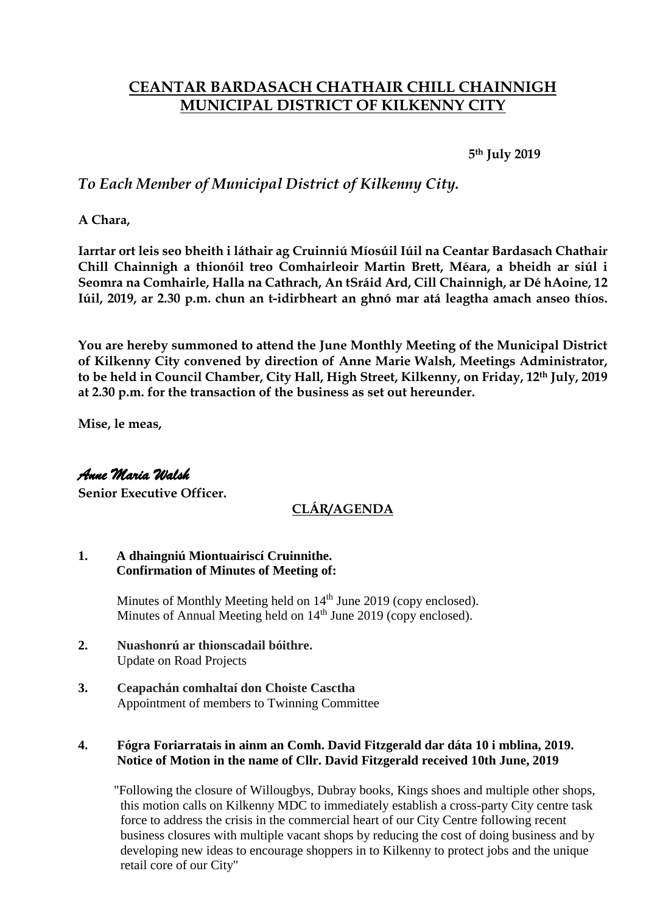# CEANTAR BARDASACH CHATHAIR CHILL CHAINNIGH
# MUNICIPAL DISTRICT OF KILKENNY CITY

**5th July 2019**

*To Each Member of Municipal District of Kilkenny City.*

**A Chara,**

**Iarrtar ort leis seo bheith i láthair ag Cruinniú Míosúil Iúil na Ceantar Bardasach Chathair Chill Chainnigh a thionóil treo Comhairleoir Martin Brett, Méara, a bheidh ar siúl i Seomra na Comhairle, Halla na Cathrach, An tSráid Ard, Cill Chainnigh, ar Dé hAoine, 12 Iúil, 2019, ar 2.30 p.m. chun an t-idirbheart an ghnó mar atá leagtha amach anseo thíos.**

**You are hereby summoned to attend the June Monthly Meeting of the Municipal District of Kilkenny City convened by direction of Anne Marie Walsh, Meetings Administrator, to be held in Council Chamber, City Hall, High Street, Kilkenny, on Friday, 12th July, 2019 at 2.30 p.m. for the transaction of the business as set out hereunder.**

**Mise, le meas,**

*Anne Maria Walsh*
**Senior Executive Officer.**

## CLÁR/AGENDA

**1. A dhaingniú Miontuairiscí Cruinnithe.**
**Confirmation of Minutes of Meeting of:**

Minutes of Monthly Meeting held on 14th June 2019 (copy enclosed).
Minutes of Annual Meeting held on 14th June 2019 (copy enclosed).

**2. Nuashonrú ar thionscadail bóithre.**
Update on Road Projects

**3. Ceapachán comhaltaí don Choiste Casctha**
Appointment of members to Twinning Committee

**4. Fógra Foriarratais in ainm an Comh. David Fitzgerald dar dáta 10 i mblina, 2019.**
**Notice of Motion in the name of Cllr. David Fitzgerald received 10th June, 2019**

"Following the closure of Willougbys, Dubray books, Kings shoes and multiple other shops, this motion calls on Kilkenny MDC to immediately establish a cross-party City centre task force to address the crisis in the commercial heart of our City Centre following recent business closures with multiple vacant shops by reducing the cost of doing business and by developing new ideas to encourage shoppers in to Kilkenny to protect jobs and the unique retail core of our City"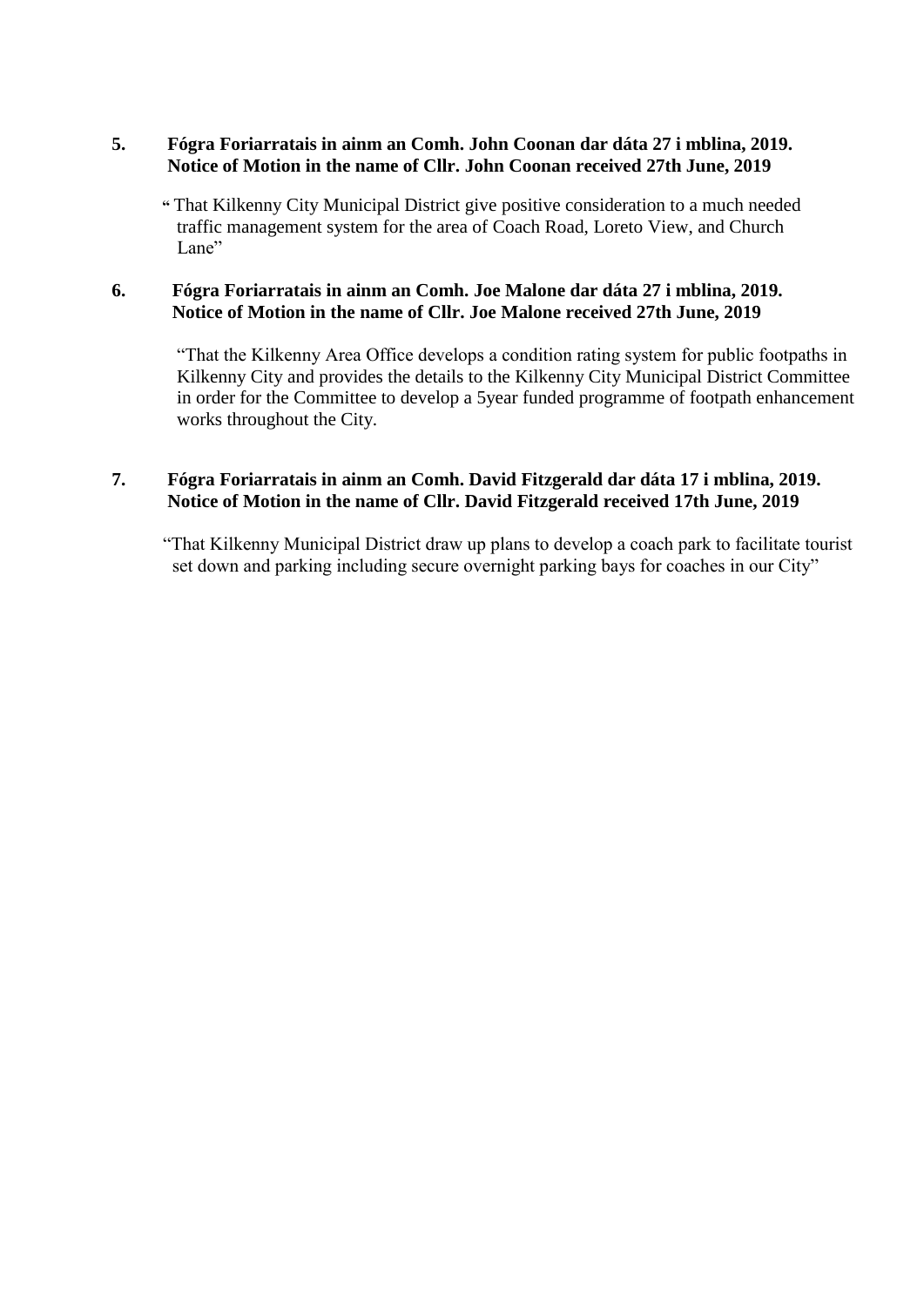**5. Fógra Foriarratais in ainm an Comh. John Coonan dar dáta 27 i mblina, 2019.**
**Notice of Motion in the name of Cllr. John Coonan received 27th June, 2019**

" That Kilkenny City Municipal District give positive consideration to a much needed traffic management system for the area of Coach Road, Loreto View, and Church Lane"

**6. Fógra Foriarratais in ainm an Comh. Joe Malone dar dáta 27 i mblina, 2019.**
**Notice of Motion in the name of Cllr. Joe Malone received 27th June, 2019**

"That the Kilkenny Area Office develops a condition rating system for public footpaths in Kilkenny City and provides the details to the Kilkenny City Municipal District Committee in order for the Committee to develop a 5year funded programme of footpath enhancement works throughout the City.

**7. Fógra Foriarratais in ainm an Comh. David Fitzgerald dar dáta 17 i mblina, 2019.**
**Notice of Motion in the name of Cllr. David Fitzgerald received 17th June, 2019**

"That Kilkenny Municipal District draw up plans to develop a coach park to facilitate tourist set down and parking including secure overnight parking bays for coaches in our City"